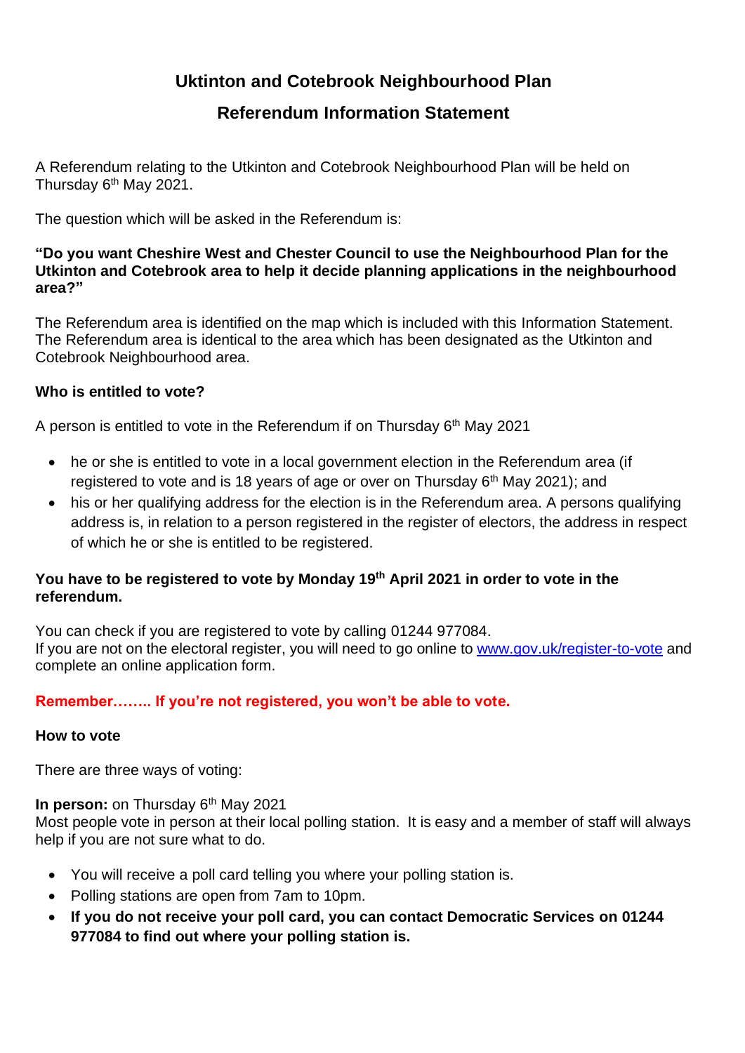# Uktinton and Cotebrook Neighbourhood Plan

## Referendum Information Statement

A Referendum relating to the Utkinton and Cotebrook Neighbourhood Plan will be held on Thursday 6th May 2021.

The question which will be asked in the Referendum is:

**"Do you want Cheshire West and Chester Council to use the Neighbourhood Plan for the Utkinton and Cotebrook area to help it decide planning applications in the neighbourhood area?"**

The Referendum area is identified on the map which is included with this Information Statement. The Referendum area is identical to the area which has been designated as the Utkinton and Cotebrook Neighbourhood area.

### Who is entitled to vote?

A person is entitled to vote in the Referendum if on Thursday 6th May 2021

- he or she is entitled to vote in a local government election in the Referendum area (if registered to vote and is 18 years of age or over on Thursday 6th May 2021); and
- his or her qualifying address for the election is in the Referendum area. A persons qualifying address is, in relation to a person registered in the register of electors, the address in respect of which he or she is entitled to be registered.

**You have to be registered to vote by Monday 19th April 2021 in order to vote in the referendum.**

You can check if you are registered to vote by calling 01244 977084.
If you are not on the electoral register, you will need to go online to [www.gov.uk/register-to-vote](www.gov.uk/register-to-vote) and complete an online application form.

**Remember…….. If you're not registered, you won't be able to vote.**

### How to vote

There are three ways of voting:

**In person:** on Thursday 6th May 2021
Most people vote in person at their local polling station. It is easy and a member of staff will always help if you are not sure what to do.

- You will receive a poll card telling you where your polling station is.
- Polling stations are open from 7am to 10pm.
- **If you do not receive your poll card, you can contact Democratic Services on 01244 977084 to find out where your polling station is.**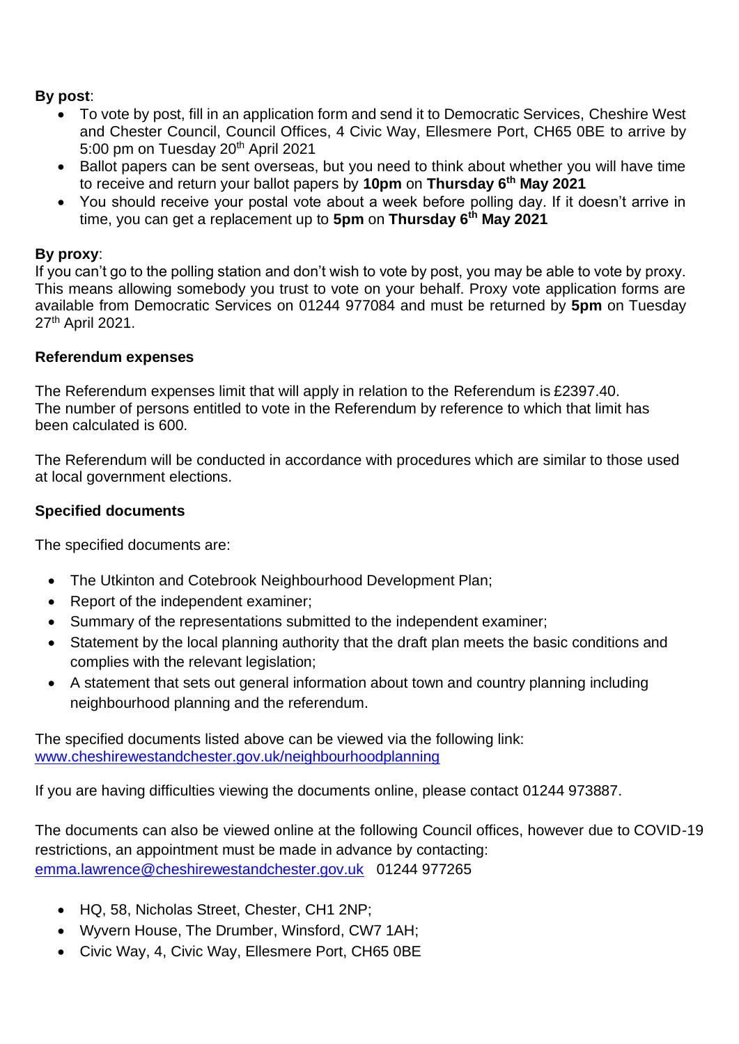**By post**:

- To vote by post, fill in an application form and send it to Democratic Services, Cheshire West and Chester Council, Council Offices, 4 Civic Way, Ellesmere Port, CH65 0BE to arrive by 5:00 pm on Tuesday 20th April 2021
- Ballot papers can be sent overseas, but you need to think about whether you will have time to receive and return your ballot papers by **10pm** on **Thursday 6th May 2021**
- You should receive your postal vote about a week before polling day. If it doesn't arrive in time, you can get a replacement up to **5pm** on **Thursday 6th May 2021**

**By proxy**:

If you can't go to the polling station and don't wish to vote by post, you may be able to vote by proxy. This means allowing somebody you trust to vote on your behalf. Proxy vote application forms are available from Democratic Services on 01244 977084 and must be returned by **5pm** on Tuesday 27th April 2021.

**Referendum expenses**

The Referendum expenses limit that will apply in relation to the Referendum is £2397.40.
The number of persons entitled to vote in the Referendum by reference to which that limit has been calculated is 600.

The Referendum will be conducted in accordance with procedures which are similar to those used at local government elections.

**Specified documents**

The specified documents are:

- The Utkinton and Cotebrook Neighbourhood Development Plan;
- Report of the independent examiner;
- Summary of the representations submitted to the independent examiner;
- Statement by the local planning authority that the draft plan meets the basic conditions and complies with the relevant legislation;
- A statement that sets out general information about town and country planning including neighbourhood planning and the referendum.

The specified documents listed above can be viewed via the following link:
[www.cheshirewestandchester.gov.uk/neighbourhoodplanning](http://www.cheshirewestandchester.gov.uk/neighbourhoodplanning)

If you are having difficulties viewing the documents online, please contact 01244 973887.

The documents can also be viewed online at the following Council offices, however due to COVID-19 restrictions, an appointment must be made in advance by contacting:
[emma.lawrence@cheshirewestandchester.gov.uk](mailto:emma.lawrence@cheshirewestandchester.gov.uk) 01244 977265

- HQ, 58, Nicholas Street, Chester, CH1 2NP;
- Wyvern House, The Drumber, Winsford, CW7 1AH;
- Civic Way, 4, Civic Way, Ellesmere Port, CH65 0BE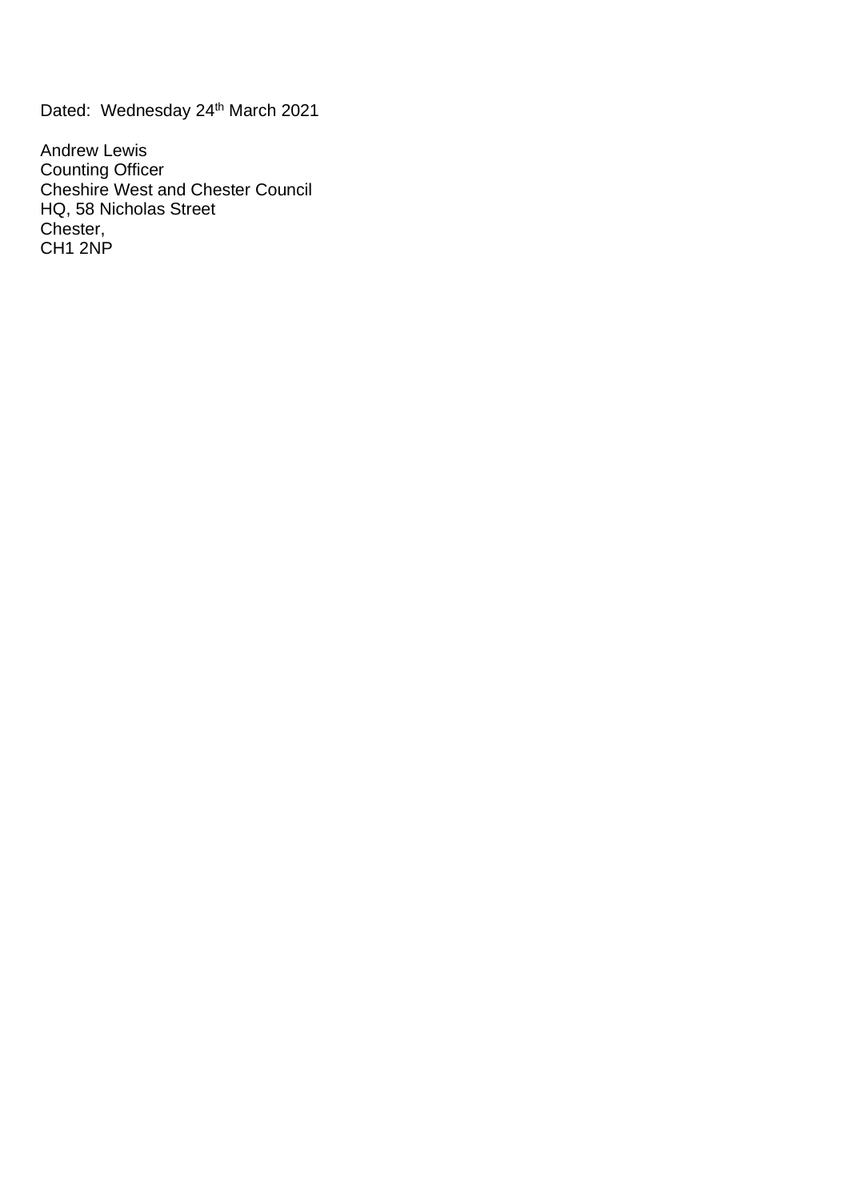Dated: Wednesday 24th March 2021

Andrew Lewis
Counting Officer
Cheshire West and Chester Council
HQ, 58 Nicholas Street
Chester,
CH1 2NP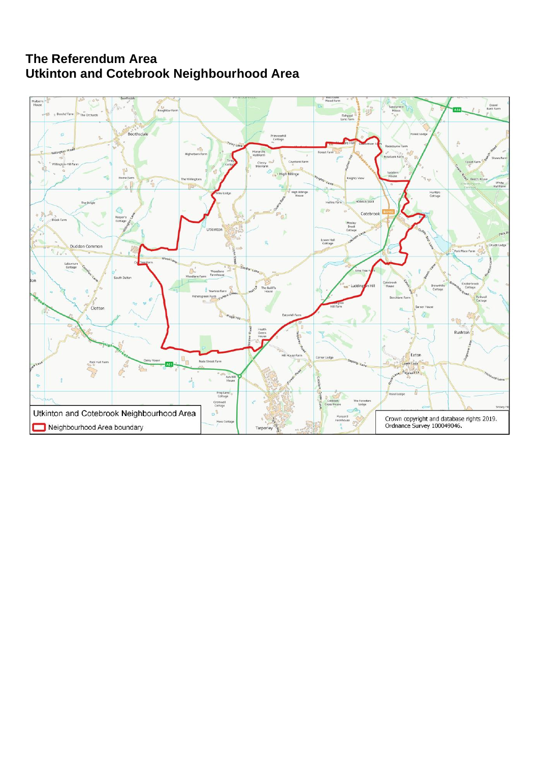# The Referendum Area
# Utkinton and Cotebrook Neighbourhood Area

Utkinton and Cotebrook Neighbourhood Area

Neighbourhood Area boundary

Crown copyright and database rights 2019. Ordnance Survey 100049046.